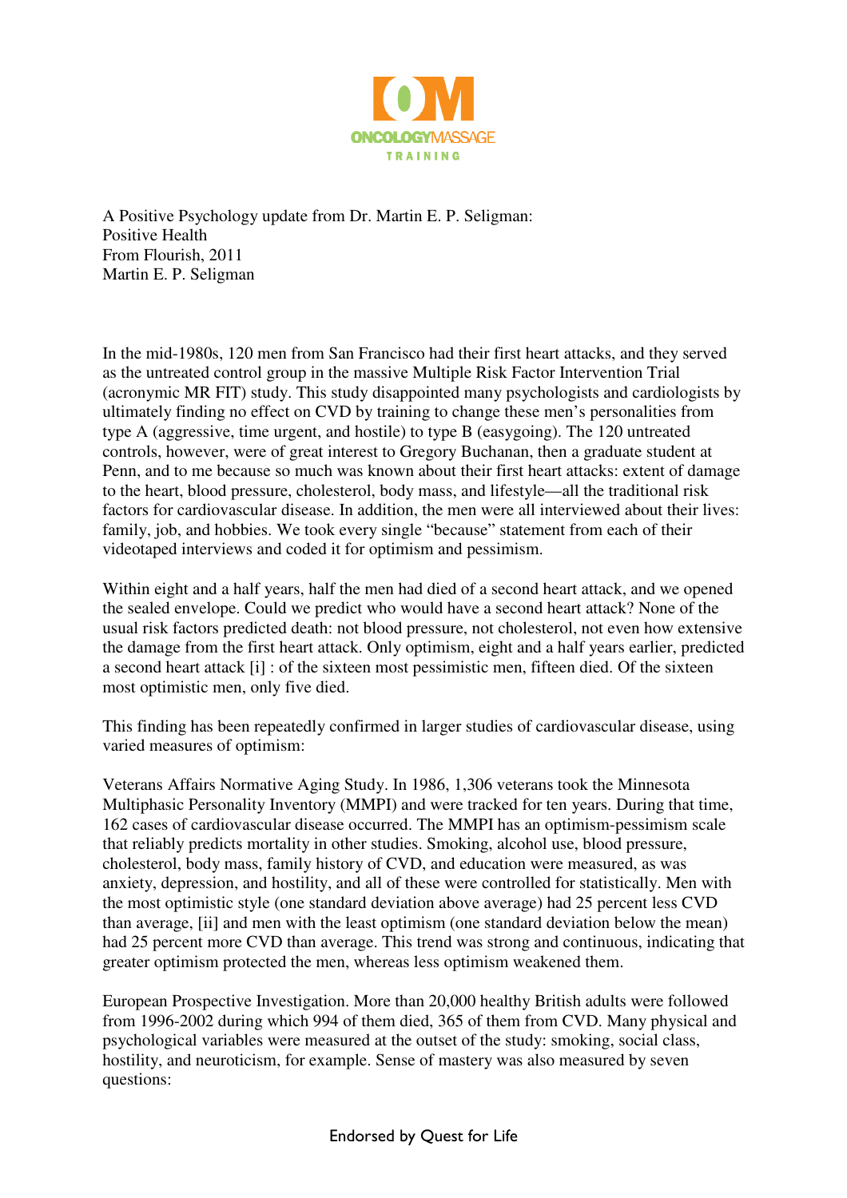A Positive Psychology update from Dr. Martin E. P. Seligman:
Positive Health
From Flourish, 2011
Martin E. P. Seligman

In the mid-1980s, 120 men from San Francisco had their first heart attacks, and they served as the untreated control group in the massive Multiple Risk Factor Intervention Trial (acronymic MR FIT) study. This study disappointed many psychologists and cardiologists by ultimately finding no effect on CVD by training to change these men's personalities from type A (aggressive, time urgent, and hostile) to type B (easygoing). The 120 untreated controls, however, were of great interest to Gregory Buchanan, then a graduate student at Penn, and to me because so much was known about their first heart attacks: extent of damage to the heart, blood pressure, cholesterol, body mass, and lifestyle—all the traditional risk factors for cardiovascular disease. In addition, the men were all interviewed about their lives: family, job, and hobbies. We took every single "because" statement from each of their videotaped interviews and coded it for optimism and pessimism.

Within eight and a half years, half the men had died of a second heart attack, and we opened the sealed envelope. Could we predict who would have a second heart attack? None of the usual risk factors predicted death: not blood pressure, not cholesterol, not even how extensive the damage from the first heart attack. Only optimism, eight and a half years earlier, predicted a second heart attack [i] : of the sixteen most pessimistic men, fifteen died. Of the sixteen most optimistic men, only five died.

This finding has been repeatedly confirmed in larger studies of cardiovascular disease, using varied measures of optimism:

Veterans Affairs Normative Aging Study. In 1986, 1,306 veterans took the Minnesota Multiphasic Personality Inventory (MMPI) and were tracked for ten years. During that time, 162 cases of cardiovascular disease occurred. The MMPI has an optimism-pessimism scale that reliably predicts mortality in other studies. Smoking, alcohol use, blood pressure, cholesterol, body mass, family history of CVD, and education were measured, as was anxiety, depression, and hostility, and all of these were controlled for statistically. Men with the most optimistic style (one standard deviation above average) had 25 percent less CVD than average, [ii] and men with the least optimism (one standard deviation below the mean) had 25 percent more CVD than average. This trend was strong and continuous, indicating that greater optimism protected the men, whereas less optimism weakened them.

European Prospective Investigation. More than 20,000 healthy British adults were followed from 1996-2002 during which 994 of them died, 365 of them from CVD. Many physical and psychological variables were measured at the outset of the study: smoking, social class, hostility, and neuroticism, for example. Sense of mastery was also measured by seven questions: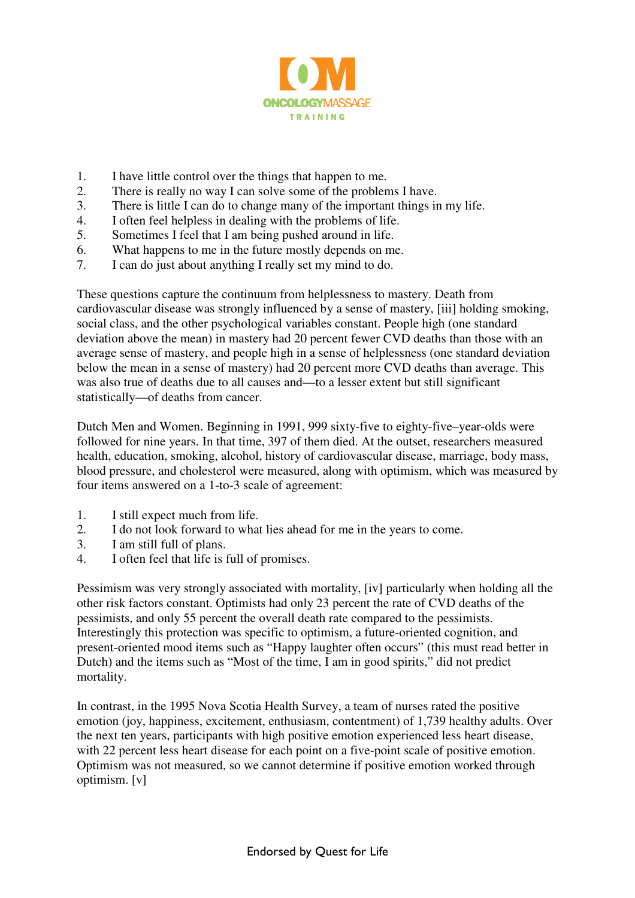1. I have little control over the things that happen to me.
2. There is really no way I can solve some of the problems I have.
3. There is little I can do to change many of the important things in my life.
4. I often feel helpless in dealing with the problems of life.
5. Sometimes I feel that I am being pushed around in life.
6. What happens to me in the future mostly depends on me.
7. I can do just about anything I really set my mind to do.

These questions capture the continuum from helplessness to mastery. Death from cardiovascular disease was strongly influenced by a sense of mastery, [iii] holding smoking, social class, and the other psychological variables constant. People high (one standard deviation above the mean) in mastery had 20 percent fewer CVD deaths than those with an average sense of mastery, and people high in a sense of helplessness (one standard deviation below the mean in a sense of mastery) had 20 percent more CVD deaths than average. This was also true of deaths due to all causes and—to a lesser extent but still significant statistically—of deaths from cancer.

Dutch Men and Women. Beginning in 1991, 999 sixty-five to eighty-five–year-olds were followed for nine years. In that time, 397 of them died. At the outset, researchers measured health, education, smoking, alcohol, history of cardiovascular disease, marriage, body mass, blood pressure, and cholesterol were measured, along with optimism, which was measured by four items answered on a 1-to-3 scale of agreement:

1. I still expect much from life.
2. I do not look forward to what lies ahead for me in the years to come.
3. I am still full of plans.
4. I often feel that life is full of promises.

Pessimism was very strongly associated with mortality, [iv] particularly when holding all the other risk factors constant. Optimists had only 23 percent the rate of CVD deaths of the pessimists, and only 55 percent the overall death rate compared to the pessimists. Interestingly this protection was specific to optimism, a future-oriented cognition, and present-oriented mood items such as "Happy laughter often occurs" (this must read better in Dutch) and the items such as "Most of the time, I am in good spirits," did not predict mortality.

In contrast, in the 1995 Nova Scotia Health Survey, a team of nurses rated the positive emotion (joy, happiness, excitement, enthusiasm, contentment) of 1,739 healthy adults. Over the next ten years, participants with high positive emotion experienced less heart disease, with 22 percent less heart disease for each point on a five-point scale of positive emotion. Optimism was not measured, so we cannot determine if positive emotion worked through optimism. [v]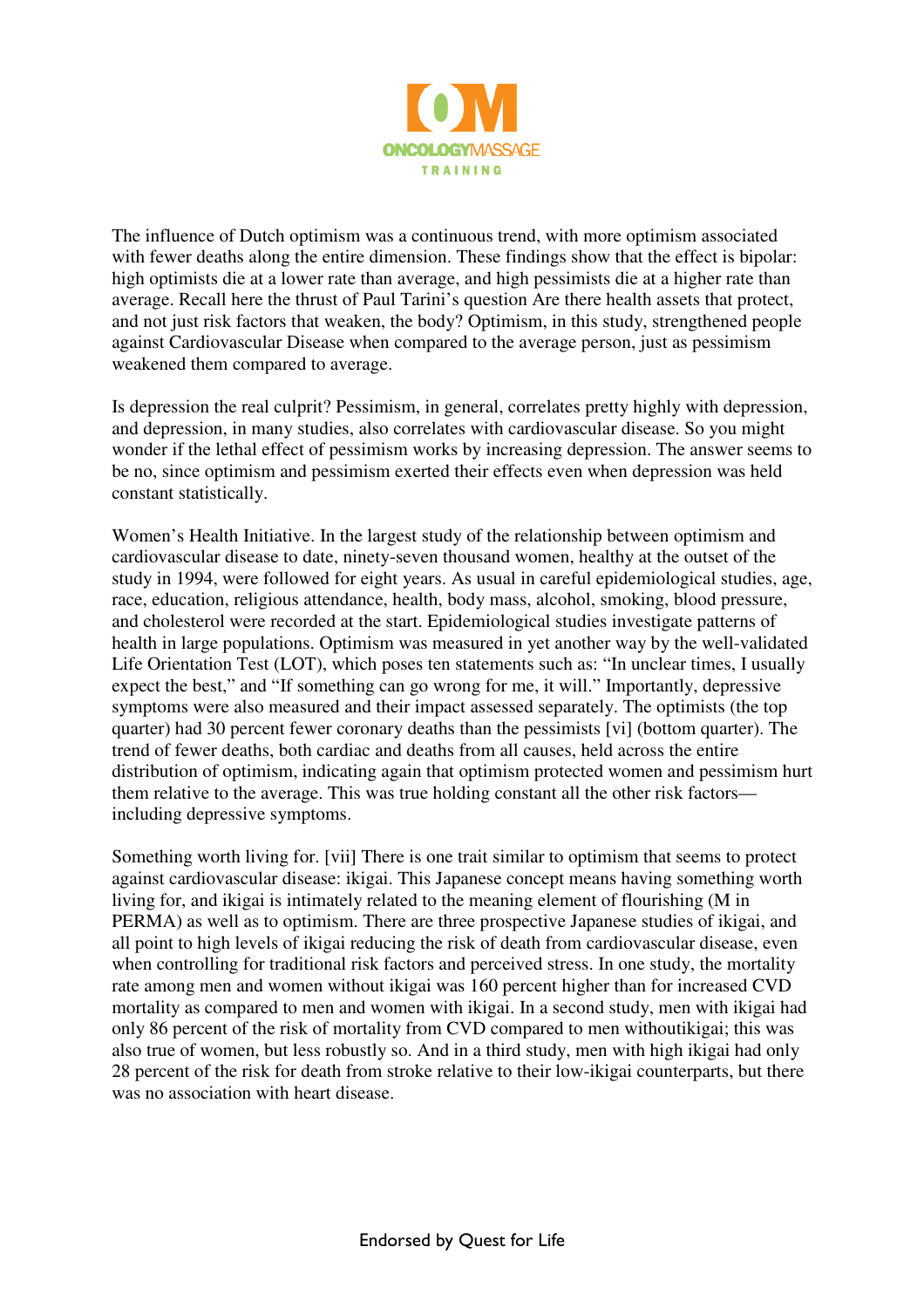The influence of Dutch optimism was a continuous trend, with more optimism associated with fewer deaths along the entire dimension. These findings show that the effect is bipolar: high optimists die at a lower rate than average, and high pessimists die at a higher rate than average. Recall here the thrust of Paul Tarini's question Are there health assets that protect, and not just risk factors that weaken, the body? Optimism, in this study, strengthened people against Cardiovascular Disease when compared to the average person, just as pessimism weakened them compared to average.

Is depression the real culprit? Pessimism, in general, correlates pretty highly with depression, and depression, in many studies, also correlates with cardiovascular disease. So you might wonder if the lethal effect of pessimism works by increasing depression. The answer seems to be no, since optimism and pessimism exerted their effects even when depression was held constant statistically.

Women's Health Initiative. In the largest study of the relationship between optimism and cardiovascular disease to date, ninety-seven thousand women, healthy at the outset of the study in 1994, were followed for eight years. As usual in careful epidemiological studies, age, race, education, religious attendance, health, body mass, alcohol, smoking, blood pressure, and cholesterol were recorded at the start. Epidemiological studies investigate patterns of health in large populations. Optimism was measured in yet another way by the well-validated Life Orientation Test (LOT), which poses ten statements such as: "In unclear times, I usually expect the best," and "If something can go wrong for me, it will." Importantly, depressive symptoms were also measured and their impact assessed separately. The optimists (the top quarter) had 30 percent fewer coronary deaths than the pessimists [vi] (bottom quarter). The trend of fewer deaths, both cardiac and deaths from all causes, held across the entire distribution of optimism, indicating again that optimism protected women and pessimism hurt them relative to the average. This was true holding constant all the other risk factors—including depressive symptoms.

Something worth living for. [vii] There is one trait similar to optimism that seems to protect against cardiovascular disease: ikigai. This Japanese concept means having something worth living for, and ikigai is intimately related to the meaning element of flourishing (M in PERMA) as well as to optimism. There are three prospective Japanese studies of ikigai, and all point to high levels of ikigai reducing the risk of death from cardiovascular disease, even when controlling for traditional risk factors and perceived stress. In one study, the mortality rate among men and women without ikigai was 160 percent higher than for increased CVD mortality as compared to men and women with ikigai. In a second study, men with ikigai had only 86 percent of the risk of mortality from CVD compared to men withoutikigai; this was also true of women, but less robustly so. And in a third study, men with high ikigai had only 28 percent of the risk for death from stroke relative to their low-ikigai counterparts, but there was no association with heart disease.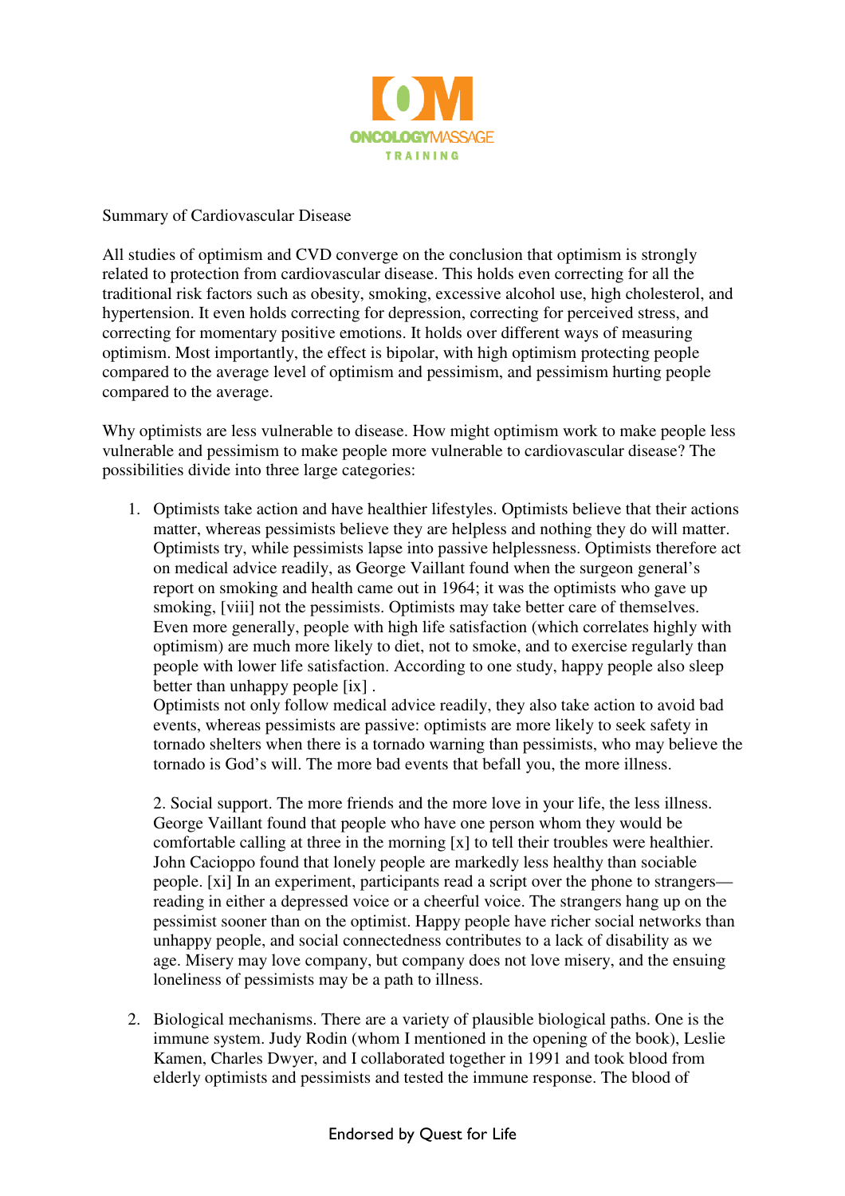Summary of Cardiovascular Disease

All studies of optimism and CVD converge on the conclusion that optimism is strongly related to protection from cardiovascular disease. This holds even correcting for all the traditional risk factors such as obesity, smoking, excessive alcohol use, high cholesterol, and hypertension. It even holds correcting for depression, correcting for perceived stress, and correcting for momentary positive emotions. It holds over different ways of measuring optimism. Most importantly, the effect is bipolar, with high optimism protecting people compared to the average level of optimism and pessimism, and pessimism hurting people compared to the average.

Why optimists are less vulnerable to disease. How might optimism work to make people less vulnerable and pessimism to make people more vulnerable to cardiovascular disease? The possibilities divide into three large categories:

1. Optimists take action and have healthier lifestyles. Optimists believe that their actions matter, whereas pessimists believe they are helpless and nothing they do will matter. Optimists try, while pessimists lapse into passive helplessness. Optimists therefore act on medical advice readily, as George Vaillant found when the surgeon general's report on smoking and health came out in 1964; it was the optimists who gave up smoking, [viii] not the pessimists. Optimists may take better care of themselves. Even more generally, people with high life satisfaction (which correlates highly with optimism) are much more likely to diet, not to smoke, and to exercise regularly than people with lower life satisfaction. According to one study, happy people also sleep better than unhappy people [ix] .
   Optimists not only follow medical advice readily, they also take action to avoid bad events, whereas pessimists are passive: optimists are more likely to seek safety in tornado shelters when there is a tornado warning than pessimists, who may believe the tornado is God's will. The more bad events that befall you, the more illness.

   2. Social support. The more friends and the more love in your life, the less illness. George Vaillant found that people who have one person whom they would be comfortable calling at three in the morning [x] to tell their troubles were healthier. John Cacioppo found that lonely people are markedly less healthy than sociable people. [xi] In an experiment, participants read a script over the phone to strangers—reading in either a depressed voice or a cheerful voice. The strangers hang up on the pessimist sooner than on the optimist. Happy people have richer social networks than unhappy people, and social connectedness contributes to a lack of disability as we age. Misery may love company, but company does not love misery, and the ensuing loneliness of pessimists may be a path to illness.

2. Biological mechanisms. There are a variety of plausible biological paths. One is the immune system. Judy Rodin (whom I mentioned in the opening of the book), Leslie Kamen, Charles Dwyer, and I collaborated together in 1991 and took blood from elderly optimists and pessimists and tested the immune response. The blood of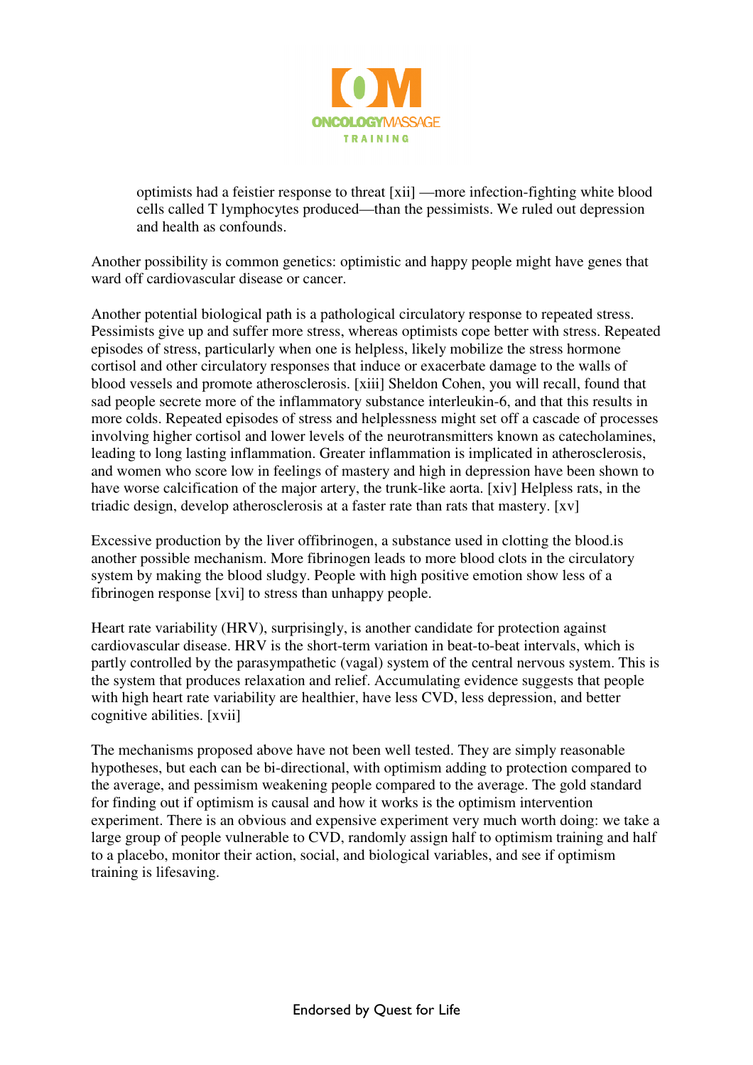optimists had a feistier response to threat [xii] —more infection-fighting white blood cells called T lymphocytes produced—than the pessimists. We ruled out depression and health as confounds.

Another possibility is common genetics: optimistic and happy people might have genes that ward off cardiovascular disease or cancer.

Another potential biological path is a pathological circulatory response to repeated stress. Pessimists give up and suffer more stress, whereas optimists cope better with stress. Repeated episodes of stress, particularly when one is helpless, likely mobilize the stress hormone cortisol and other circulatory responses that induce or exacerbate damage to the walls of blood vessels and promote atherosclerosis. [xiii] Sheldon Cohen, you will recall, found that sad people secrete more of the inflammatory substance interleukin-6, and that this results in more colds. Repeated episodes of stress and helplessness might set off a cascade of processes involving higher cortisol and lower levels of the neurotransmitters known as catecholamines, leading to long lasting inflammation. Greater inflammation is implicated in atherosclerosis, and women who score low in feelings of mastery and high in depression have been shown to have worse calcification of the major artery, the trunk-like aorta. [xiv] Helpless rats, in the triadic design, develop atherosclerosis at a faster rate than rats that mastery. [xv]

Excessive production by the liver offibrinogen, a substance used in clotting the blood.is another possible mechanism. More fibrinogen leads to more blood clots in the circulatory system by making the blood sludgy. People with high positive emotion show less of a fibrinogen response [xvi] to stress than unhappy people.

Heart rate variability (HRV), surprisingly, is another candidate for protection against cardiovascular disease. HRV is the short-term variation in beat-to-beat intervals, which is partly controlled by the parasympathetic (vagal) system of the central nervous system. This is the system that produces relaxation and relief. Accumulating evidence suggests that people with high heart rate variability are healthier, have less CVD, less depression, and better cognitive abilities. [xvii]

The mechanisms proposed above have not been well tested. They are simply reasonable hypotheses, but each can be bi-directional, with optimism adding to protection compared to the average, and pessimism weakening people compared to the average. The gold standard for finding out if optimism is causal and how it works is the optimism intervention experiment. There is an obvious and expensive experiment very much worth doing: we take a large group of people vulnerable to CVD, randomly assign half to optimism training and half to a placebo, monitor their action, social, and biological variables, and see if optimism training is lifesaving.